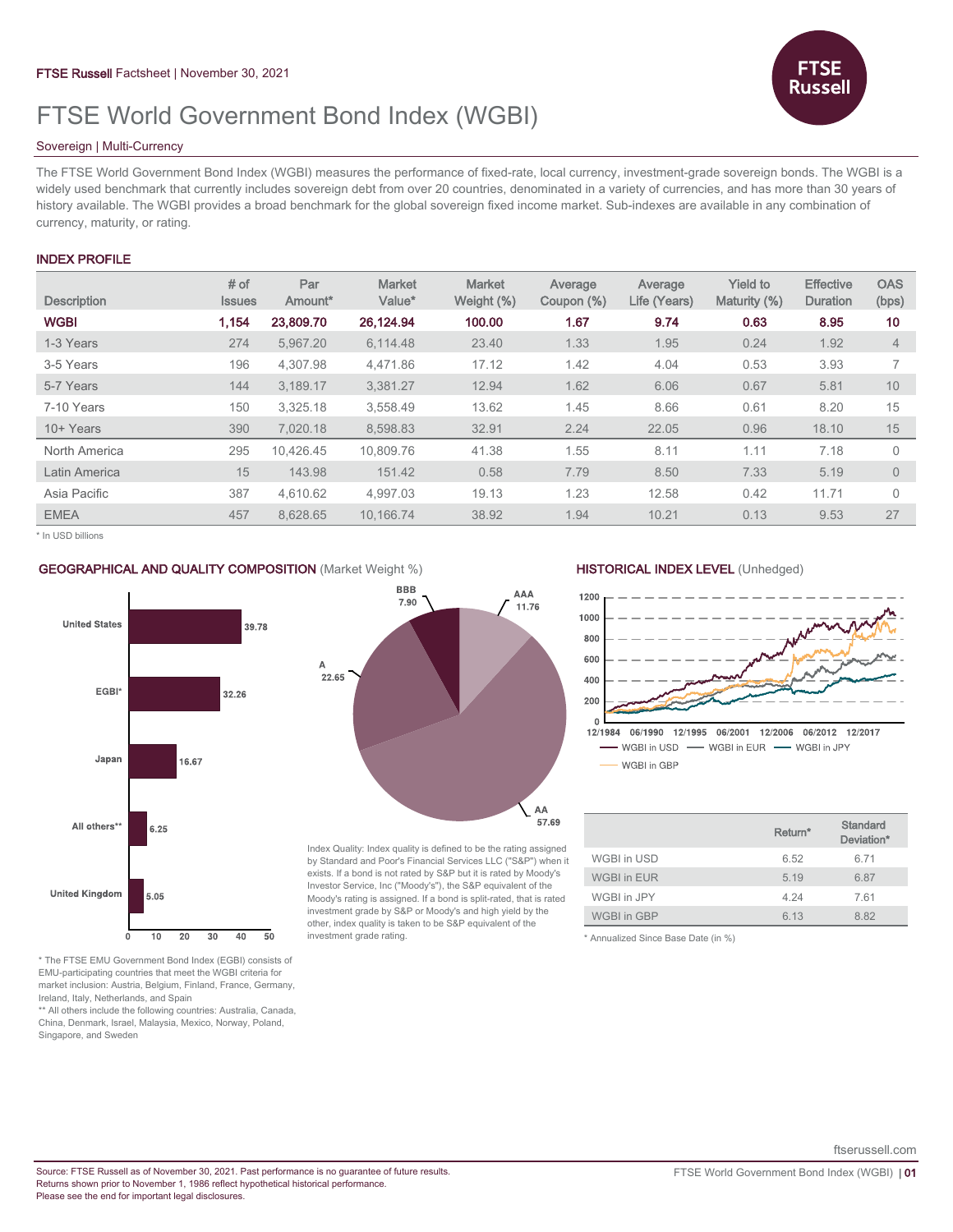FTSE Russell Factsheet | November 30, 2021

# FTSE World Government Bond Index (WGBI)

Sovereign | Multi-Currency

The FTSE World Government Bond Index (WGBI) measures the performance of fixed-rate, local currency, investment-grade sovereign bonds. The WGBI is a widely used benchmark that currently includes sovereign debt from over 20 countries, denominated in a variety of currencies, and has more than 30 years of history available. The WGBI provides a broad benchmark for the global sovereign fixed income market. Sub-indexes are available in any combination of currency, maturity, or rating.

## INDEX PROFILE

| Description | # of Issues | Par Amount* | Market Value* | Market Weight (%) | Average Coupon (%) | Average Life (Years) | Yield to Maturity (%) | Effective Duration | OAS (bps) |
|---|---|---|---|---|---|---|---|---|---|
| **WGBI** | **1,154** | **23,809.70** | **26,124.94** | **100.00** | **1.67** | **9.74** | **0.63** | **8.95** | **10** |
| 1-3 Years | 274 | 5,967.20 | 6,114.48 | 23.40 | 1.33 | 1.95 | 0.24 | 1.92 | 4 |
| 3-5 Years | 196 | 4,307.98 | 4,471.86 | 17.12 | 1.42 | 4.04 | 0.53 | 3.93 | 7 |
| 5-7 Years | 144 | 3,189.17 | 3,381.27 | 12.94 | 1.62 | 6.06 | 0.67 | 5.81 | 10 |
| 7-10 Years | 150 | 3,325.18 | 3,558.49 | 13.62 | 1.45 | 8.66 | 0.61 | 8.20 | 15 |
| 10+ Years | 390 | 7,020.18 | 8,598.83 | 32.91 | 2.24 | 22.05 | 0.96 | 18.10 | 15 |
| North America | 295 | 10,426.45 | 10,809.76 | 41.38 | 1.55 | 8.11 | 1.11 | 7.18 | 0 |
| Latin America | 15 | 143.98 | 151.42 | 0.58 | 7.79 | 8.50 | 7.33 | 5.19 | 0 |
| Asia Pacific | 387 | 4,610.62 | 4,997.03 | 19.13 | 1.23 | 12.58 | 0.42 | 11.71 | 0 |
| EMEA | 457 | 8,628.65 | 10,166.74 | 38.92 | 1.94 | 10.21 | 0.13 | 9.53 | 27 |

\* In USD billions

## GEOGRAPHICAL AND QUALITY COMPOSITION (Market Weight %)

| Country | Market Weight (%) |
|---|---|
| United States | 39.78 |
| EGBI* | 32.26 |
| Japan | 16.67 |
| All others** | 6.25 |
| United Kingdom | 5.05 |

| Quality | Market Weight (%) |
|---|---|
| AAA | 11.76 |
| AA | 57.69 |
| A | 22.65 |
| BBB | 7.90 |

\* The FTSE EMU Government Bond Index (EGBI) consists of EMU-participating countries that meet the WGBI criteria for market inclusion: Austria, Belgium, Finland, France, Germany, Ireland, Italy, Netherlands, and Spain

** All others include the following countries: Australia, Canada, China, Denmark, Israel, Malaysia, Mexico, Norway, Poland, Singapore, and Sweden

Index Quality: Index quality is defined to be the rating assigned by Standard and Poor's Financial Services LLC ("S&P") when it exists. If a bond is not rated by S&P but it is rated by Moody's Investor Service, Inc ("Moody's"), the S&P equivalent of the Moody's rating is assigned. If a bond is split-rated, that is rated investment grade by S&P or Moody's and high yield by the other, index quality is taken to be S&P equivalent of the investment grade rating.

## HISTORICAL INDEX LEVEL (Unhedged)

WGBI in USD — WGBI in EUR — WGBI in JPY — WGBI in GBP

| | Return* | Standard Deviation* |
|---|---|---|
| WGBI in USD | 6.52 | 6.71 |
| WGBI in EUR | 5.19 | 6.87 |
| WGBI in JPY | 4.24 | 7.61 |
| WGBI in GBP | 6.13 | 8.82 |

\* Annualized Since Base Date (in %)

Source: FTSE Russell as of November 30, 2021. Past performance is no guarantee of future results.
Returns shown prior to November 1, 1986 reflect hypothetical historical performance.
Please see the end for important legal disclosures.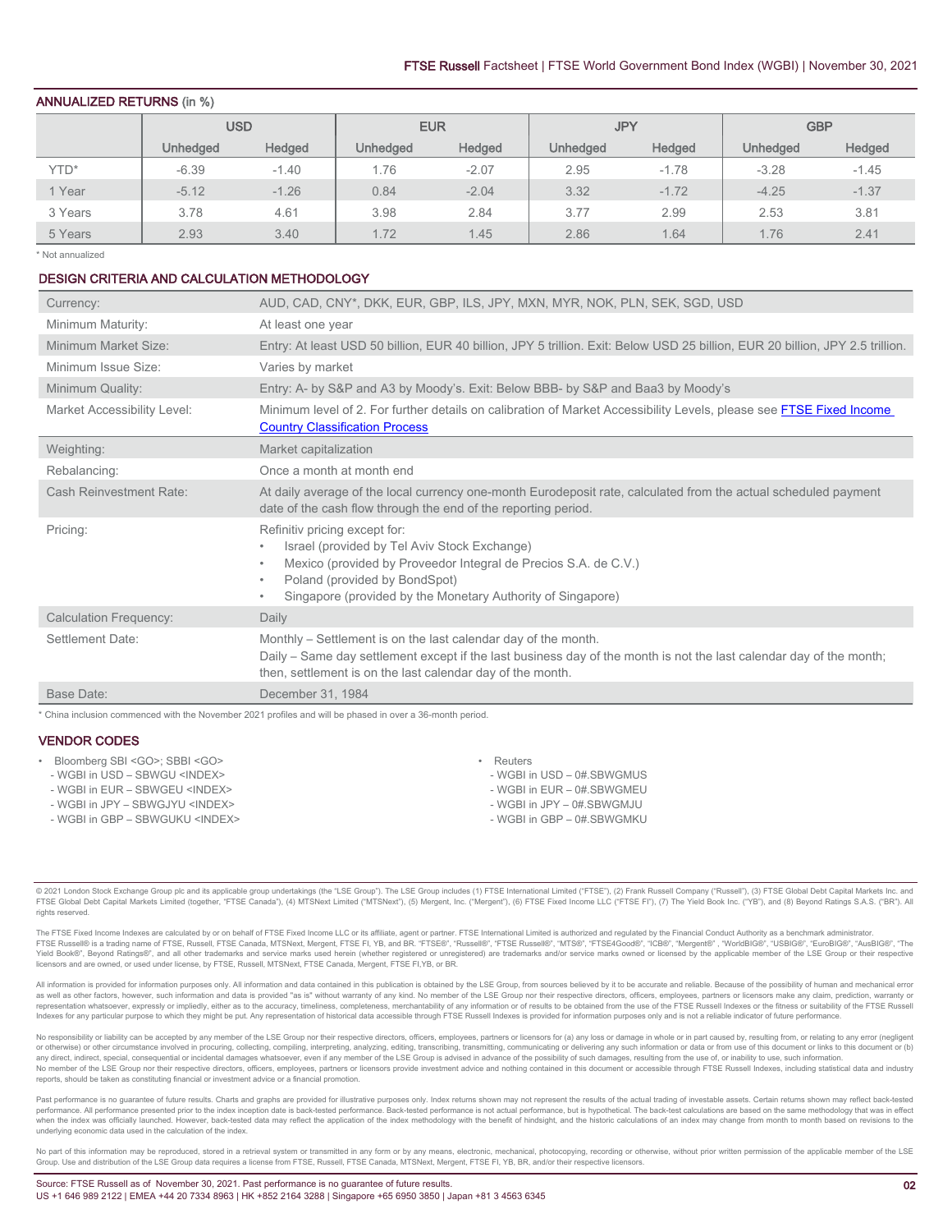## ANNUALIZED RETURNS (in %)

| | USD | | EUR | | JPY | | GBP | |
|---|---|---|---|---|---|---|---|---|
| | Unhedged | Hedged | Unhedged | Hedged | Unhedged | Hedged | Unhedged | Hedged |
| YTD* | -6.39 | -1.40 | 1.76 | -2.07 | 2.95 | -1.78 | -3.28 | -1.45 |
| 1 Year | -5.12 | -1.26 | 0.84 | -2.04 | 3.32 | -1.72 | -4.25 | -1.37 |
| 3 Years | 3.78 | 4.61 | 3.98 | 2.84 | 3.77 | 2.99 | 2.53 | 3.81 |
| 5 Years | 2.93 | 3.40 | 1.72 | 1.45 | 2.86 | 1.64 | 1.76 | 2.41 |

* Not annualized

## DESIGN CRITERIA AND CALCULATION METHODOLOGY

| | |
|---|---|
| Currency: | AUD, CAD, CNY*, DKK, EUR, GBP, ILS, JPY, MXN, MYR, NOK, PLN, SEK, SGD, USD |
| Minimum Maturity: | At least one year |
| Minimum Market Size: | Entry: At least USD 50 billion, EUR 40 billion, JPY 5 trillion. Exit: Below USD 25 billion, EUR 20 billion, JPY 2.5 trillion. |
| Minimum Issue Size: | Varies by market |
| Minimum Quality: | Entry: A- by S&P and A3 by Moody's. Exit: Below BBB- by S&P and Baa3 by Moody's |
| Market Accessibility Level: | Minimum level of 2. For further details on calibration of Market Accessibility Levels, please see FTSE Fixed Income Country Classification Process |
| Weighting: | Market capitalization |
| Rebalancing: | Once a month at month end |
| Cash Reinvestment Rate: | At daily average of the local currency one-month Eurodeposit rate, calculated from the actual scheduled payment date of the cash flow through the end of the reporting period. |
| Pricing: | Refinitiv pricing except for: • Israel (provided by Tel Aviv Stock Exchange) • Mexico (provided by Proveedor Integral de Precios S.A. de C.V.) • Poland (provided by BondSpot) • Singapore (provided by the Monetary Authority of Singapore) |
| Calculation Frequency: | Daily |
| Settlement Date: | Monthly – Settlement is on the last calendar day of the month. Daily – Same day settlement except if the last business day of the month is not the last calendar day of the month; then, settlement is on the last calendar day of the month. |
| Base Date: | December 31, 1984 |

* China inclusion commenced with the November 2021 profiles and will be phased in over a 36-month period.

## VENDOR CODES

- Bloomberg SBI <GO>; SBBI <GO>
  - WGBI in USD – SBWGU <INDEX>
  - WGBI in EUR – SBWGEU <INDEX>
  - WGBI in JPY – SBWGJYU <INDEX>
  - WGBI in GBP – SBWGUKU <INDEX>
- Reuters
  - WGBI in USD – 0#.SBWGMUS
  - WGBI in EUR – 0#.SBWGMEU
  - WGBI in JPY – 0#.SBWGMJU
  - WGBI in GBP – 0#.SBWGMKU

© 2021 London Stock Exchange Group plc and its applicable group undertakings (the "LSE Group"). The LSE Group includes (1) FTSE International Limited ("FTSE"), (2) Frank Russell Company ("Russell"), (3) FTSE Global Debt Capital Markets Inc. and FTSE Global Debt Capital Markets Limited (together, "FTSE Canada"), (4) MTSNext Limited ("MTSNext"), (5) Mergent, Inc. ("Mergent"), (6) FTSE Fixed Income LLC ("FTSE FI"), (7) The Yield Book Inc. ("YB"), and (8) Beyond Ratings S.A.S. ("BR"). All rights reserved.

The FTSE Fixed Income Indexes are calculated by or on behalf of FTSE Fixed Income LLC or its affiliate, agent or partner. FTSE International Limited is authorized and regulated by the Financial Conduct Authority as a benchmark administrator. FTSE Russell® is a trading name of FTSE, Russell, FTSE Canada, MTSNext, Mergent, FTSE FI, YB, and BR. "FTSE®", "Russell®", "FTSE Russell®", "MTS®", "FTSE4Good®", "ICB®", "Mergent®" , "WorldBIG®", "USBIG®", "EuroBIG®", "AusBIG®", "The Yield Book®", Beyond Ratings®", and all other trademarks and service marks used herein (whether registered or unregistered) are trademarks and/or service marks owned or licensed by the applicable member of the LSE Group or their respective licensors and are owned, or used under license, by FTSE, Russell, MTSNext, FTSE Canada, Mergent, FTSE FI,YB, or BR.

All information is provided for information purposes only. All information and data contained in this publication is obtained by the LSE Group, from sources believed by it to be accurate and reliable. Because of the possibility of human and mechanical error as well as other factors, however, such information and data is provided "as is" without warranty of any kind. No member of the LSE Group nor their respective directors, officers, employees, partners or licensors make any claim, prediction, warranty or representation whatsoever, expressly or impliedly, either as to the accuracy, timeliness, completeness, merchantability of any information or of results to be obtained from the use of the FTSE Russell Indexes or the fitness or suitability of the FTSE Russell Indexes for any particular purpose to which they might be put. Any representation of historical data accessible through FTSE Russell Indexes is provided for information purposes only and is not a reliable indicator of future performance.

No responsibility or liability can be accepted by any member of the LSE Group nor their respective directors, officers, employees, partners or licensors for (a) any loss or damage in whole or in part caused by, resulting from, or relating to any error (negligent or otherwise) or other circumstance involved in procuring, collecting, compiling, interpreting, analyzing, editing, transcribing, transmitting, communicating or delivering any such information or data or from use of this document or links to this document or (b) any direct, indirect, special, consequential or incidental damages whatsoever, even if any member of the LSE Group is advised in advance of the possibility of such damages, resulting from the use of, or inability to use, such information. No member of the LSE Group nor their respective directors, officers, employees, partners or licensors provide investment advice and nothing contained in this document or accessible through FTSE Russell Indexes, including statistical data and industry reports, should be taken as constituting financial or investment advice or a financial promotion.

Past performance is no guarantee of future results. Charts and graphs are provided for illustrative purposes only. Index returns shown may not represent the results of the actual trading of investable assets. Certain returns shown may reflect back-tested performance. All performance presented prior to the index inception date is back-tested performance. Back-tested performance is not actual performance, but is hypothetical. The back-test calculations are based on the same methodology that was in effect when the index was officially launched. However, back-tested data may reflect the application of the index methodology with the benefit of hindsight, and the historic calculations of an index may change from month to month based on revisions to the underlying economic data used in the calculation of the index.

No part of this information may be reproduced, stored in a retrieval system or transmitted in any form or by any means, electronic, mechanical, photocopying, recording or otherwise, without prior written permission of the applicable member of the LSE Group. Use and distribution of the LSE Group data requires a license from FTSE, Russell, FTSE Canada, MTSNext, Mergent, FTSE FI, YB, BR, and/or their respective licensors.

Source: FTSE Russell as of November 30, 2021. Past performance is no guarantee of future results.
US +1 646 989 2122 | EMEA +44 20 7334 8963 | HK +852 2164 3288 | Singapore +65 6950 3850 | Japan +81 3 4563 6345